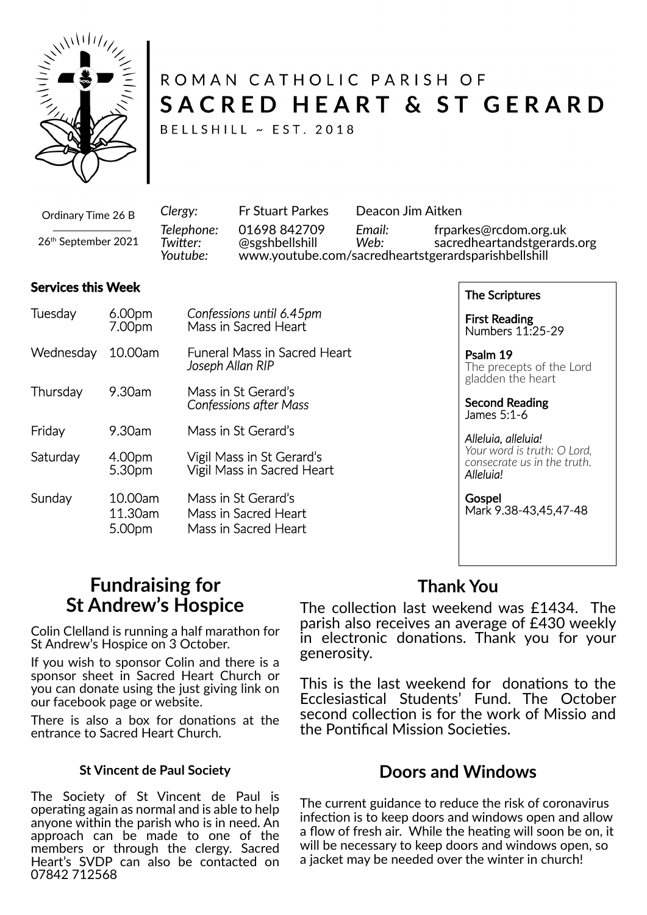ROMAN CATHOLIC PARISH OF

# SACRED HEART & ST GERARD

BELLSHILL ~ EST. 2018

Ordinary Time 26 B

26th September 2021

| | | | |
|---|---|---|---|
| *Clergy:* | Fr Stuart Parkes | Deacon Jim Aitken | |
| *Telephone:* | 01698 842709 | *Email:* | frparkes@rcdom.org.uk |
| *Twitter:* | @sgshbellshill | *Web:* | sacredheartandstgerards.org |
| *Youtube:* | www.youtube.com/sacredheartstgerardsparishbellshill | | |

## Services this Week

| | | |
|---|---|---|
| Tuesday | 6.00pm | *Confessions until 6.45pm* |
| | 7.00pm | Mass in Sacred Heart |
| Wednesday | 10.00am | Funeral Mass in Sacred Heart *Joseph Allan RIP* |
| Thursday | 9.30am | Mass in St Gerard's *Confessions after Mass* |
| Friday | 9.30am | Mass in St Gerard's |
| Saturday | 4.00pm | Vigil Mass in St Gerard's |
| | 5.30pm | Vigil Mass in Sacred Heart |
| Sunday | 10.00am | Mass in St Gerard's |
| | 11.30am | Mass in Sacred Heart |
| | 5.00pm | Mass in Sacred Heart |

**The Scriptures**

**First Reading**
Numbers 11:25-29

**Psalm 19**
The precepts of the Lord gladden the heart

**Second Reading**
James 5:1-6

*Alleluia, alleluia!*
*Your word is truth: O Lord, consecrate us in the truth.*
*Alleluia!*

**Gospel**
Mark 9.38-43,45,47-48

## Fundraising for St Andrew's Hospice

Colin Clelland is running a half marathon for St Andrew's Hospice on 3 October.

If you wish to sponsor Colin and there is a sponsor sheet in Sacred Heart Church or you can donate using the just giving link on our facebook page or website.

There is also a box for donations at the entrance to Sacred Heart Church.

### St Vincent de Paul Society

The Society of St Vincent de Paul is operating again as normal and is able to help anyone within the parish who is in need. An approach can be made to one of the members or through the clergy. Sacred Heart's SVDP can also be contacted on 07842 712568

## Thank You

The collection last weekend was £1434. The parish also receives an average of £430 weekly in electronic donations. Thank you for your generosity.

This is the last weekend for donations to the Ecclesiastical Students' Fund. The October second collection is for the work of Missio and the Pontifical Mission Societies.

## Doors and Windows

The current guidance to reduce the risk of coronavirus infection is to keep doors and windows open and allow a flow of fresh air. While the heating will soon be on, it will be necessary to keep doors and windows open, so a jacket may be needed over the winter in church!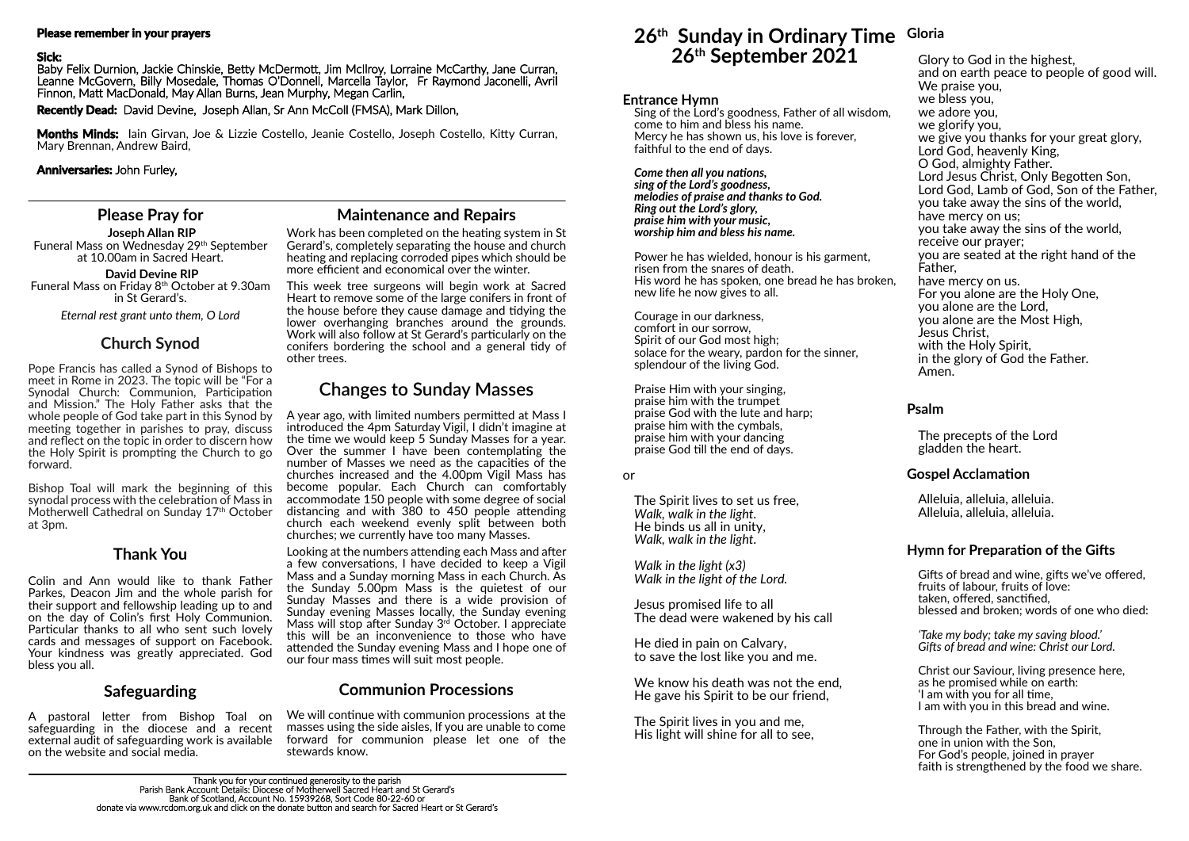**Please remember in your prayers**

**Sick:**
Baby Felix Durnion, Jackie Chinskie, Betty McDermott, Jim McIlroy, Lorraine McCarthy, Jane Curran, Leanne McGovern, Billy Mosedale, Thomas O'Donnell, Marcella Taylor, Fr Raymond Jaconelli, Avril Finnon, Matt MacDonald, May Allan Burns, Jean Murphy, Megan Carlin,

**Recently Dead:** David Devine, Joseph Allan, Sr Ann McColl (FMSA), Mark Dillon,

**Months Minds:** Iain Girvan, Joe & Lizzie Costello, Jeanie Costello, Joseph Costello, Kitty Curran, Mary Brennan, Andrew Baird,

**Anniversaries:** John Furley,

## Please Pray for

**Joseph Allan RIP**
Funeral Mass on Wednesday 29th September at 10.00am in Sacred Heart.

**David Devine RIP**
Funeral Mass on Friday 8th October at 9.30am in St Gerard's.

*Eternal rest grant unto them, O Lord*

## Church Synod

Pope Francis has called a Synod of Bishops to meet in Rome in 2023. The topic will be "For a Synodal Church: Communion, Participation and Mission." The Holy Father asks that the whole people of God take part in this Synod by meeting together in parishes to pray, discuss and reflect on the topic in order to discern how the Holy Spirit is prompting the Church to go forward.

Bishop Toal will mark the beginning of this synodal process with the celebration of Mass in Motherwell Cathedral on Sunday 17th October at 3pm.

## Thank You

Colin and Ann would like to thank Father Parkes, Deacon Jim and the whole parish for their support and fellowship leading up to and on the day of Colin's first Holy Communion. Particular thanks to all who sent such lovely cards and messages of support on Facebook. Your kindness was greatly appreciated. God bless you all.

## Safeguarding

A pastoral letter from Bishop Toal on safeguarding in the diocese and a recent external audit of safeguarding work is available on the website and social media.

## Maintenance and Repairs

Work has been completed on the heating system in St Gerard's, completely separating the house and church heating and replacing corroded pipes which should be more efficient and economical over the winter.

This week tree surgeons will begin work at Sacred Heart to remove some of the large conifers in front of the house before they cause damage and tidying the lower overhanging branches around the grounds. Work will also follow at St Gerard's particularly on the conifers bordering the school and a general tidy of other trees.

## Changes to Sunday Masses

A year ago, with limited numbers permitted at Mass I introduced the 4pm Saturday Vigil, I didn't imagine at the time we would keep 5 Sunday Masses for a year. Over the summer I have been contemplating the number of Masses we need as the capacities of the churches increased and the 4.00pm Vigil Mass has become popular. Each Church can comfortably accommodate 150 people with some degree of social distancing and with 380 to 450 people attending church each weekend evenly split between both churches; we currently have too many Masses.

Looking at the numbers attending each Mass and after a few conversations, I have decided to keep a Vigil Mass and a Sunday morning Mass in each Church. As the Sunday 5.00pm Mass is the quietest of our Sunday Masses and there is a wide provision of Sunday evening Masses locally, the Sunday evening Mass will stop after Sunday 3rd October. I appreciate this will be an inconvenience to those who have attended the Sunday evening Mass and I hope one of our four mass times will suit most people.

## Communion Processions

We will continue with communion processions at the masses using the side aisles, If you are unable to come forward for communion please let one of the stewards know.

Thank you for your continued generosity to the parish
Parish Bank Account Details: Diocese of Motherwell Sacred Heart and St Gerard's
Bank of Scotland, Account No. 15939268, Sort Code 80-22-60 or
donate via www.rcdom.org.uk and click on the donate button and search for Sacred Heart or St Gerard's

# 26th Sunday in Ordinary Time 26th September 2021

### Entrance Hymn

Sing of the Lord's goodness, Father of all wisdom,
come to him and bless his name.
Mercy he has shown us, his love is forever,
faithful to the end of days.

***Come then all you nations,***
***sing of the Lord's goodness,***
***melodies of praise and thanks to God.***
***Ring out the Lord's glory,***
***praise him with your music,***
***worship him and bless his name.***

Power he has wielded, honour is his garment,
risen from the snares of death.
His word he has spoken, one bread he has broken,
new life he now gives to all.

Courage in our darkness,
comfort in our sorrow,
Spirit of our God most high;
solace for the weary, pardon for the sinner,
splendour of the living God.

Praise Him with your singing,
praise him with the trumpet
praise God with the lute and harp;
praise him with the cymbals,
praise him with your dancing
praise God till the end of days.

or

The Spirit lives to set us free,
*Walk, walk in the light.*
He binds us all in unity,
*Walk, walk in the light.*

*Walk in the light (x3)*
*Walk in the light of the Lord.*

Jesus promised life to all
The dead were wakened by his call

He died in pain on Calvary,
to save the lost like you and me.

We know his death was not the end,
He gave his Spirit to be our friend,

The Spirit lives in you and me,
His light will shine for all to see,

### Gloria

Glory to God in the highest,
and on earth peace to people of good will.
We praise you,
we bless you,
we adore you,
we glorify you,
we give you thanks for your great glory,
Lord God, heavenly King,
O God, almighty Father.
Lord Jesus Christ, Only Begotten Son,
Lord God, Lamb of God, Son of the Father,
you take away the sins of the world,
have mercy on us;
you take away the sins of the world,
receive our prayer;
you are seated at the right hand of the Father,
have mercy on us.
For you alone are the Holy One,
you alone are the Lord,
you alone are the Most High,
Jesus Christ,
with the Holy Spirit,
in the glory of God the Father.
Amen.

### Psalm

The precepts of the Lord
gladden the heart.

### Gospel Acclamation

Alleluia, alleluia, alleluia.
Alleluia, alleluia, alleluia.

### Hymn for Preparation of the Gifts

Gifts of bread and wine, gifts we've offered,
fruits of labour, fruits of love:
taken, offered, sanctified,
blessed and broken; words of one who died:

*'Take my body; take my saving blood.'*
*Gifts of bread and wine: Christ our Lord.*

Christ our Saviour, living presence here,
as he promised while on earth:
'I am with you for all time,
I am with you in this bread and wine.

Through the Father, with the Spirit,
one in union with the Son,
For God's people, joined in prayer
faith is strengthened by the food we share.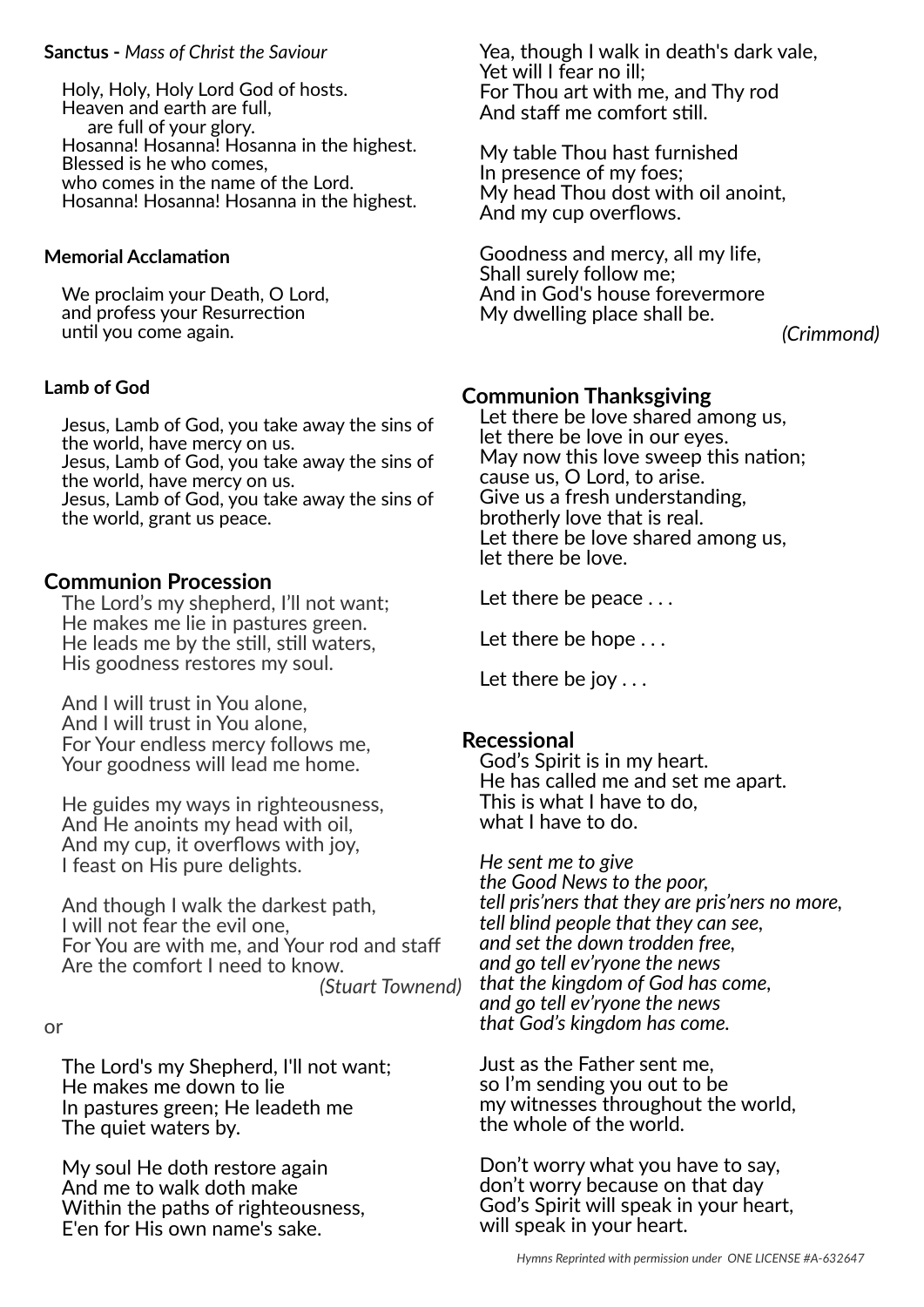**Sanctus -** *Mass of Christ the Saviour*

Holy, Holy, Holy Lord God of hosts.
Heaven and earth are full,
are full of your glory.
Hosanna! Hosanna! Hosanna in the highest.
Blessed is he who comes,
who comes in the name of the Lord.
Hosanna! Hosanna! Hosanna in the highest.

**Memorial Acclamation**

We proclaim your Death, O Lord,
and profess your Resurrection
until you come again.

**Lamb of God**

Jesus, Lamb of God, you take away the sins of the world, have mercy on us.
Jesus, Lamb of God, you take away the sins of the world, have mercy on us.
Jesus, Lamb of God, you take away the sins of the world, grant us peace.

## Communion Procession

The Lord's my shepherd, I'll not want;
He makes me lie in pastures green.
He leads me by the still, still waters,
His goodness restores my soul.

And I will trust in You alone,
And I will trust in You alone,
For Your endless mercy follows me,
Your goodness will lead me home.

He guides my ways in righteousness,
And He anoints my head with oil,
And my cup, it overflows with joy,
I feast on His pure delights.

And though I walk the darkest path,
I will not fear the evil one,
For You are with me, and Your rod and staff
Are the comfort I need to know.

*(Stuart Townend)*

or

The Lord's my Shepherd, I'll not want;
He makes me down to lie
In pastures green; He leadeth me
The quiet waters by.

My soul He doth restore again
And me to walk doth make
Within the paths of righteousness,
E'en for His own name's sake.

Yea, though I walk in death's dark vale,
Yet will I fear no ill;
For Thou art with me, and Thy rod
And staff me comfort still.

My table Thou hast furnished
In presence of my foes;
My head Thou dost with oil anoint,
And my cup overflows.

Goodness and mercy, all my life,
Shall surely follow me;
And in God's house forevermore
My dwelling place shall be.

*(Crimmond)*

## Communion Thanksgiving

Let there be love shared among us,
let there be love in our eyes.
May now this love sweep this nation;
cause us, O Lord, to arise.
Give us a fresh understanding,
brotherly love that is real.
Let there be love shared among us,
let there be love.

Let there be peace . . .

Let there be hope . . .

Let there be joy . . .

## Recessional

God's Spirit is in my heart.
He has called me and set me apart.
This is what I have to do,
what I have to do.

*He sent me to give*
*the Good News to the poor,*
*tell pris'ners that they are pris'ners no more,*
*tell blind people that they can see,*
*and set the down trodden free,*
*and go tell ev'ryone the news*
*that the kingdom of God has come,*
*and go tell ev'ryone the news*
*that God's kingdom has come.*

Just as the Father sent me,
so I'm sending you out to be
my witnesses throughout the world,
the whole of the world.

Don't worry what you have to say,
don't worry because on that day
God's Spirit will speak in your heart,
will speak in your heart.

*Hymns Reprinted with permission under ONE LICENSE #A-632647*